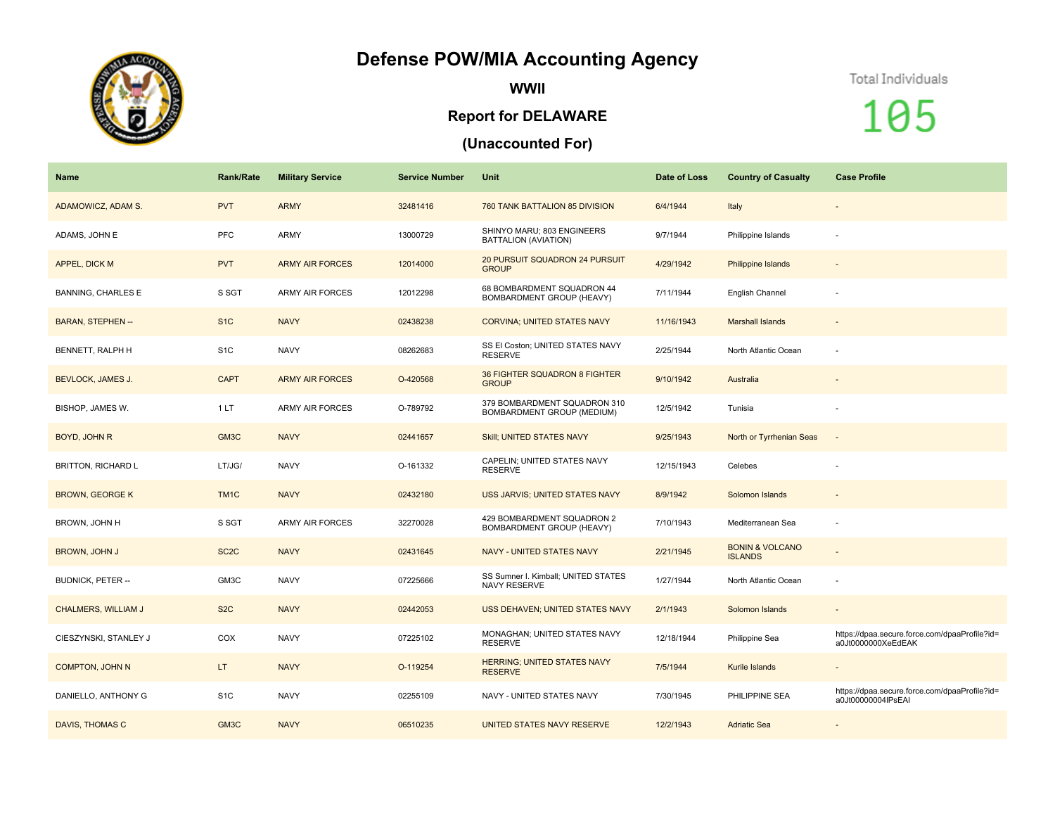# Defense POW/MIA Accounting Agency

## WWII

## Report for DELAWARE

## (Unaccounted For)

Total Individuals

105

| Name | Rank/Rate | Military Service | Service Number | Unit | Date of Loss | Country of Casualty | Case Profile |
|---|---|---|---|---|---|---|---|
| ADAMOWICZ, ADAM S. | PVT | ARMY | 32481416 | 760 TANK BATTALION 85 DIVISION | 6/4/1944 | Italy | - |
| ADAMS, JOHN E | PFC | ARMY | 13000729 | SHINYO MARU; 803 ENGINEERS BATTALION (AVIATION) | 9/7/1944 | Philippine Islands | - |
| APPEL, DICK M | PVT | ARMY AIR FORCES | 12014000 | 20 PURSUIT SQUADRON 24 PURSUIT GROUP | 4/29/1942 | Philippine Islands | - |
| BANNING, CHARLES E | S SGT | ARMY AIR FORCES | 12012298 | 68 BOMBARDMENT SQUADRON 44 BOMBARDMENT GROUP (HEAVY) | 7/11/1944 | English Channel | - |
| BARAN, STEPHEN -- | S1C | NAVY | 02438238 | CORVINA; UNITED STATES NAVY | 11/16/1943 | Marshall Islands | - |
| BENNETT, RALPH H | S1C | NAVY | 08262683 | SS El Coston; UNITED STATES NAVY RESERVE | 2/25/1944 | North Atlantic Ocean | - |
| BEVLOCK, JAMES J. | CAPT | ARMY AIR FORCES | O-420568 | 36 FIGHTER SQUADRON 8 FIGHTER GROUP | 9/10/1942 | Australia | - |
| BISHOP, JAMES W. | 1 LT | ARMY AIR FORCES | O-789792 | 379 BOMBARDMENT SQUADRON 310 BOMBARDMENT GROUP (MEDIUM) | 12/5/1942 | Tunisia | - |
| BOYD, JOHN R | GM3C | NAVY | 02441657 | Skill; UNITED STATES NAVY | 9/25/1943 | North or Tyrrhenian Seas | - |
| BRITTON, RICHARD L | LT/JG/ | NAVY | O-161332 | CAPELIN; UNITED STATES NAVY RESERVE | 12/15/1943 | Celebes | - |
| BROWN, GEORGE K | TM1C | NAVY | 02432180 | USS JARVIS; UNITED STATES NAVY | 8/9/1942 | Solomon Islands | - |
| BROWN, JOHN H | S SGT | ARMY AIR FORCES | 32270028 | 429 BOMBARDMENT SQUADRON 2 BOMBARDMENT GROUP (HEAVY) | 7/10/1943 | Mediterranean Sea | - |
| BROWN, JOHN J | SC2C | NAVY | 02431645 | NAVY - UNITED STATES NAVY | 2/21/1945 | BONIN & VOLCANO ISLANDS | - |
| BUDNICK, PETER -- | GM3C | NAVY | 07225666 | SS Sumner I. Kimball; UNITED STATES NAVY RESERVE | 1/27/1944 | North Atlantic Ocean | - |
| CHALMERS, WILLIAM J | S2C | NAVY | 02442053 | USS DEHAVEN; UNITED STATES NAVY | 2/1/1943 | Solomon Islands | - |
| CIESZYNSKI, STANLEY J | COX | NAVY | 07225102 | MONAGHAN; UNITED STATES NAVY RESERVE | 12/18/1944 | Philippine Sea | https://dpaa.secure.force.com/dpaaProfile?id=a0Jt0000000XeEdEAK |
| COMPTON, JOHN N | LT | NAVY | O-119254 | HERRING; UNITED STATES NAVY RESERVE | 7/5/1944 | Kurile Islands | - |
| DANIELLO, ANTHONY G | S1C | NAVY | 02255109 | NAVY - UNITED STATES NAVY | 7/30/1945 | PHILIPPINE SEA | https://dpaa.secure.force.com/dpaaProfile?id=a0Jt00000004IPsEAI |
| DAVIS, THOMAS C | GM3C | NAVY | 06510235 | UNITED STATES NAVY RESERVE | 12/2/1943 | Adriatic Sea | - |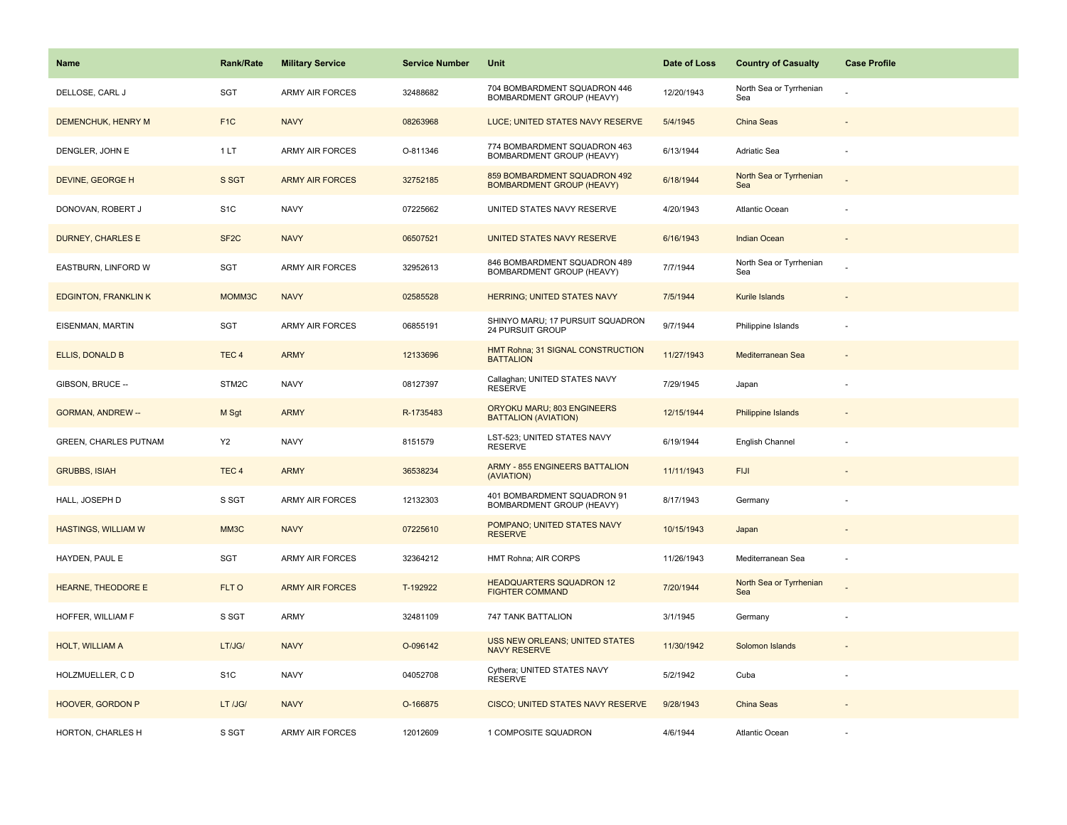| Name | Rank/Rate | Military Service | Service Number | Unit | Date of Loss | Country of Casualty | Case Profile |
|---|---|---|---|---|---|---|---|
| DELLOSE, CARL J | SGT | ARMY AIR FORCES | 32488682 | 704 BOMBARDMENT SQUADRON 446 BOMBARDMENT GROUP (HEAVY) | 12/20/1943 | North Sea or Tyrrhenian Sea | - |
| DEMENCHUK, HENRY M | F1C | NAVY | 08263968 | LUCE; UNITED STATES NAVY RESERVE | 5/4/1945 | China Seas | - |
| DENGLER, JOHN E | 1 LT | ARMY AIR FORCES | O-811346 | 774 BOMBARDMENT SQUADRON 463 BOMBARDMENT GROUP (HEAVY) | 6/13/1944 | Adriatic Sea | - |
| DEVINE, GEORGE H | S SGT | ARMY AIR FORCES | 32752185 | 859 BOMBARDMENT SQUADRON 492 BOMBARDMENT GROUP (HEAVY) | 6/18/1944 | North Sea or Tyrrhenian Sea | - |
| DONOVAN, ROBERT J | S1C | NAVY | 07225662 | UNITED STATES NAVY RESERVE | 4/20/1943 | Atlantic Ocean | - |
| DURNEY, CHARLES E | SF2C | NAVY | 06507521 | UNITED STATES NAVY RESERVE | 6/16/1943 | Indian Ocean | - |
| EASTBURN, LINFORD W | SGT | ARMY AIR FORCES | 32952613 | 846 BOMBARDMENT SQUADRON 489 BOMBARDMENT GROUP (HEAVY) | 7/7/1944 | North Sea or Tyrrhenian Sea | - |
| EDGINTON, FRANKLIN K | MOMM3C | NAVY | 02585528 | HERRING; UNITED STATES NAVY | 7/5/1944 | Kurile Islands | - |
| EISENMAN, MARTIN | SGT | ARMY AIR FORCES | 06855191 | SHINYO MARU; 17 PURSUIT SQUADRON 24 PURSUIT GROUP | 9/7/1944 | Philippine Islands | - |
| ELLIS, DONALD B | TEC 4 | ARMY | 12133696 | HMT Rohna; 31 SIGNAL CONSTRUCTION BATTALION | 11/27/1943 | Mediterranean Sea | - |
| GIBSON, BRUCE -- | STM2C | NAVY | 08127397 | Callaghan; UNITED STATES NAVY RESERVE | 7/29/1945 | Japan | - |
| GORMAN, ANDREW -- | M Sgt | ARMY | R-1735483 | ORYOKU MARU; 803 ENGINEERS BATTALION (AVIATION) | 12/15/1944 | Philippine Islands | - |
| GREEN, CHARLES PUTNAM | Y2 | NAVY | 8151579 | LST-523; UNITED STATES NAVY RESERVE | 6/19/1944 | English Channel | - |
| GRUBBS, ISIAH | TEC 4 | ARMY | 36538234 | ARMY - 855 ENGINEERS BATTALION (AVIATION) | 11/11/1943 | FIJI | - |
| HALL, JOSEPH D | S SGT | ARMY AIR FORCES | 12132303 | 401 BOMBARDMENT SQUADRON 91 BOMBARDMENT GROUP (HEAVY) | 8/17/1943 | Germany | - |
| HASTINGS, WILLIAM W | MM3C | NAVY | 07225610 | POMPANO; UNITED STATES NAVY RESERVE | 10/15/1943 | Japan | - |
| HAYDEN, PAUL E | SGT | ARMY AIR FORCES | 32364212 | HMT Rohna; AIR CORPS | 11/26/1943 | Mediterranean Sea | - |
| HEARNE, THEODORE E | FLT O | ARMY AIR FORCES | T-192922 | HEADQUARTERS SQUADRON 12 FIGHTER COMMAND | 7/20/1944 | North Sea or Tyrrhenian Sea | - |
| HOFFER, WILLIAM F | S SGT | ARMY | 32481109 | 747 TANK BATTALION | 3/1/1945 | Germany | - |
| HOLT, WILLIAM A | LT/JG/ | NAVY | O-096142 | USS NEW ORLEANS; UNITED STATES NAVY RESERVE | 11/30/1942 | Solomon Islands | - |
| HOLZMUELLER, C D | S1C | NAVY | 04052708 | Cythera; UNITED STATES NAVY RESERVE | 5/2/1942 | Cuba | - |
| HOOVER, GORDON P | LT /JG/ | NAVY | O-166875 | CISCO; UNITED STATES NAVY RESERVE | 9/28/1943 | China Seas | - |
| HORTON, CHARLES H | S SGT | ARMY AIR FORCES | 12012609 | 1 COMPOSITE SQUADRON | 4/6/1944 | Atlantic Ocean | - |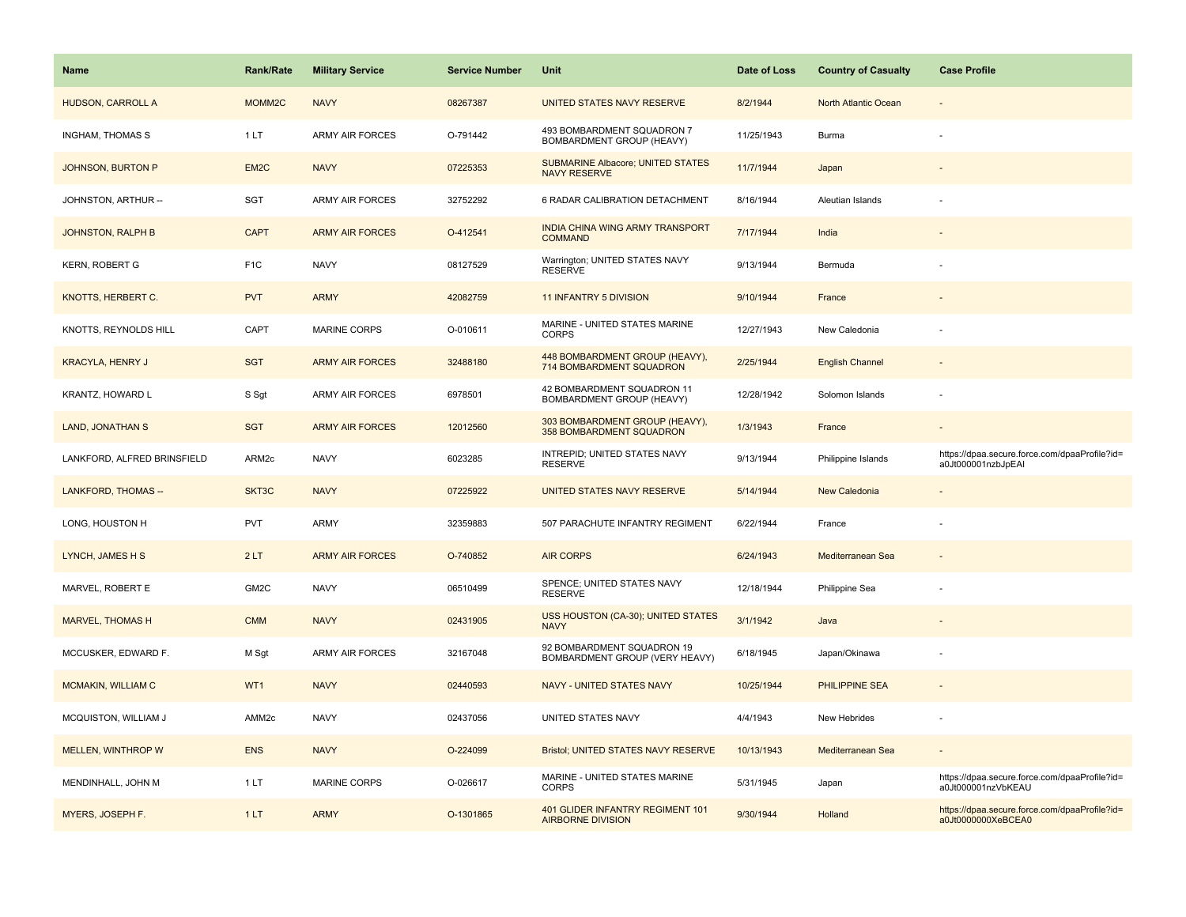| Name | Rank/Rate | Military Service | Service Number | Unit | Date of Loss | Country of Casualty | Case Profile |
|---|---|---|---|---|---|---|---|
| HUDSON, CARROLL A | MOMM2C | NAVY | 08267387 | UNITED STATES NAVY RESERVE | 8/2/1944 | North Atlantic Ocean | - |
| INGHAM, THOMAS S | 1 LT | ARMY AIR FORCES | O-791442 | 493 BOMBARDMENT SQUADRON 7 BOMBARDMENT GROUP (HEAVY) | 11/25/1943 | Burma | - |
| JOHNSON, BURTON P | EM2C | NAVY | 07225353 | SUBMARINE Albacore; UNITED STATES NAVY RESERVE | 11/7/1944 | Japan | - |
| JOHNSTON, ARTHUR -- | SGT | ARMY AIR FORCES | 32752292 | 6 RADAR CALIBRATION DETACHMENT | 8/16/1944 | Aleutian Islands | - |
| JOHNSTON, RALPH B | CAPT | ARMY AIR FORCES | O-412541 | INDIA CHINA WING ARMY TRANSPORT COMMAND | 7/17/1944 | India | - |
| KERN, ROBERT G | F1C | NAVY | 08127529 | Warrington; UNITED STATES NAVY RESERVE | 9/13/1944 | Bermuda | - |
| KNOTTS, HERBERT C. | PVT | ARMY | 42082759 | 11 INFANTRY 5 DIVISION | 9/10/1944 | France | - |
| KNOTTS, REYNOLDS HILL | CAPT | MARINE CORPS | O-010611 | MARINE - UNITED STATES MARINE CORPS | 12/27/1943 | New Caledonia | - |
| KRACYLA, HENRY J | SGT | ARMY AIR FORCES | 32488180 | 448 BOMBARDMENT GROUP (HEAVY), 714 BOMBARDMENT SQUADRON | 2/25/1944 | English Channel | - |
| KRANTZ, HOWARD L | S Sgt | ARMY AIR FORCES | 6978501 | 42 BOMBARDMENT SQUADRON 11 BOMBARDMENT GROUP (HEAVY) | 12/28/1942 | Solomon Islands | - |
| LAND, JONATHAN S | SGT | ARMY AIR FORCES | 12012560 | 303 BOMBARDMENT GROUP (HEAVY), 358 BOMBARDMENT SQUADRON | 1/3/1943 | France | - |
| LANKFORD, ALFRED BRINSFIELD | ARM2c | NAVY | 6023285 | INTREPID; UNITED STATES NAVY RESERVE | 9/13/1944 | Philippine Islands | https://dpaa.secure.force.com/dpaaProfile?id=a0Jt000001nzbJpEAI |
| LANKFORD, THOMAS -- | SKT3C | NAVY | 07225922 | UNITED STATES NAVY RESERVE | 5/14/1944 | New Caledonia | - |
| LONG, HOUSTON H | PVT | ARMY | 32359883 | 507 PARACHUTE INFANTRY REGIMENT | 6/22/1944 | France | - |
| LYNCH, JAMES H S | 2 LT | ARMY AIR FORCES | O-740852 | AIR CORPS | 6/24/1943 | Mediterranean Sea | - |
| MARVEL, ROBERT E | GM2C | NAVY | 06510499 | SPENCE; UNITED STATES NAVY RESERVE | 12/18/1944 | Philippine Sea | - |
| MARVEL, THOMAS H | CMM | NAVY | 02431905 | USS HOUSTON (CA-30); UNITED STATES NAVY | 3/1/1942 | Java | - |
| MCCUSKER, EDWARD F. | M Sgt | ARMY AIR FORCES | 32167048 | 92 BOMBARDMENT SQUADRON 19 BOMBARDMENT GROUP (VERY HEAVY) | 6/18/1945 | Japan/Okinawa | - |
| MCMAKIN, WILLIAM C | WT1 | NAVY | 02440593 | NAVY - UNITED STATES NAVY | 10/25/1944 | PHILIPPINE SEA | - |
| MCQUISTON, WILLIAM J | AMM2c | NAVY | 02437056 | UNITED STATES NAVY | 4/4/1943 | New Hebrides | - |
| MELLEN, WINTHROP W | ENS | NAVY | O-224099 | Bristol; UNITED STATES NAVY RESERVE | 10/13/1943 | Mediterranean Sea | - |
| MENDINHALL, JOHN M | 1 LT | MARINE CORPS | O-026617 | MARINE - UNITED STATES MARINE CORPS | 5/31/1945 | Japan | https://dpaa.secure.force.com/dpaaProfile?id=a0Jt000001nzVbKEAU |
| MYERS, JOSEPH F. | 1 LT | ARMY | O-1301865 | 401 GLIDER INFANTRY REGIMENT 101 AIRBORNE DIVISION | 9/30/1944 | Holland | https://dpaa.secure.force.com/dpaaProfile?id=a0Jt0000000XeBCEA0 |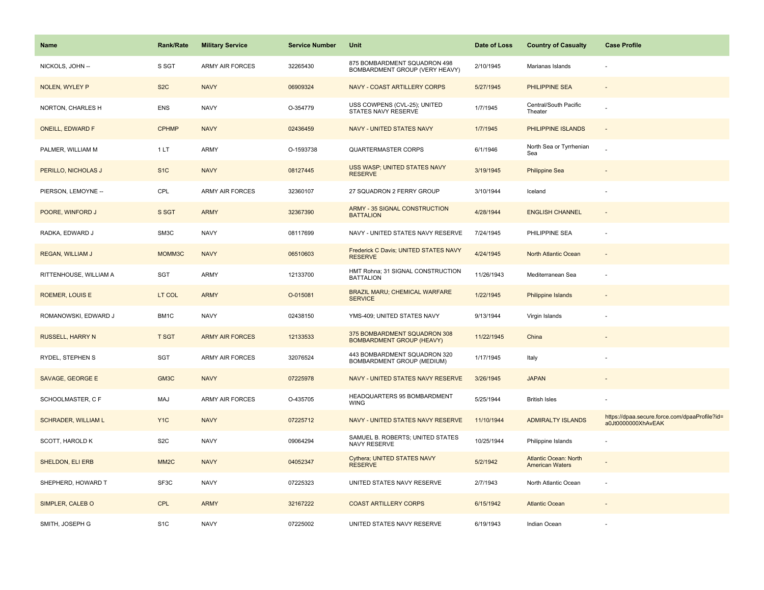| Name | Rank/Rate | Military Service | Service Number | Unit | Date of Loss | Country of Casualty | Case Profile |
|---|---|---|---|---|---|---|---|
| NICKOLS, JOHN -- | S SGT | ARMY AIR FORCES | 32265430 | 875 BOMBARDMENT SQUADRON 498 BOMBARDMENT GROUP (VERY HEAVY) | 2/10/1945 | Marianas Islands | - |
| NOLEN, WYLEY P | S2C | NAVY | 06909324 | NAVY - COAST ARTILLERY CORPS | 5/27/1945 | PHILIPPINE SEA | - |
| NORTON, CHARLES H | ENS | NAVY | O-354779 | USS COWPENS (CVL-25); UNITED STATES NAVY RESERVE | 1/7/1945 | Central/South Pacific Theater | - |
| ONEILL, EDWARD F | CPHMP | NAVY | 02436459 | NAVY - UNITED STATES NAVY | 1/7/1945 | PHILIPPINE ISLANDS | - |
| PALMER, WILLIAM M | 1 LT | ARMY | O-1593738 | QUARTERMASTER CORPS | 6/1/1946 | North Sea or Tyrrhenian Sea | - |
| PERILLO, NICHOLAS J | S1C | NAVY | 08127445 | USS WASP; UNITED STATES NAVY RESERVE | 3/19/1945 | Philippine Sea | - |
| PIERSON, LEMOYNE -- | CPL | ARMY AIR FORCES | 32360107 | 27 SQUADRON 2 FERRY GROUP | 3/10/1944 | Iceland | - |
| POORE, WINFORD J | S SGT | ARMY | 32367390 | ARMY - 35 SIGNAL CONSTRUCTION BATTALION | 4/28/1944 | ENGLISH CHANNEL | - |
| RADKA, EDWARD J | SM3C | NAVY | 08117699 | NAVY - UNITED STATES NAVY RESERVE | 7/24/1945 | PHILIPPINE SEA | - |
| REGAN, WILLIAM J | MOMM3C | NAVY | 06510603 | Frederick C Davis; UNITED STATES NAVY RESERVE | 4/24/1945 | North Atlantic Ocean | - |
| RITTENHOUSE, WILLIAM A | SGT | ARMY | 12133700 | HMT Rohna; 31 SIGNAL CONSTRUCTION BATTALION | 11/26/1943 | Mediterranean Sea | - |
| ROEMER, LOUIS E | LT COL | ARMY | O-015081 | BRAZIL MARU; CHEMICAL WARFARE SERVICE | 1/22/1945 | Philippine Islands | - |
| ROMANOWSKI, EDWARD J | BM1C | NAVY | 02438150 | YMS-409; UNITED STATES NAVY | 9/13/1944 | Virgin Islands | - |
| RUSSELL, HARRY N | T SGT | ARMY AIR FORCES | 12133533 | 375 BOMBARDMENT SQUADRON 308 BOMBARDMENT GROUP (HEAVY) | 11/22/1945 | China | - |
| RYDEL, STEPHEN S | SGT | ARMY AIR FORCES | 32076524 | 443 BOMBARDMENT SQUADRON 320 BOMBARDMENT GROUP (MEDIUM) | 1/17/1945 | Italy | - |
| SAVAGE, GEORGE E | GM3C | NAVY | 07225978 | NAVY - UNITED STATES NAVY RESERVE | 3/26/1945 | JAPAN | - |
| SCHOOLMASTER, C F | MAJ | ARMY AIR FORCES | O-435705 | HEADQUARTERS 95 BOMBARDMENT WING | 5/25/1944 | British Isles | - |
| SCHRADER, WILLIAM L | Y1C | NAVY | 07225712 | NAVY - UNITED STATES NAVY RESERVE | 11/10/1944 | ADMIRALTY ISLANDS | https://dpaa.secure.force.com/dpaaProfile?id=a0Jt0000000XhAvEAK |
| SCOTT, HAROLD K | S2C | NAVY | 09064294 | SAMUEL B. ROBERTS; UNITED STATES NAVY RESERVE | 10/25/1944 | Philippine Islands | - |
| SHELDON, ELI ERB | MM2C | NAVY | 04052347 | Cythera; UNITED STATES NAVY RESERVE | 5/2/1942 | Atlantic Ocean: North American Waters | - |
| SHEPHERD, HOWARD T | SF3C | NAVY | 07225323 | UNITED STATES NAVY RESERVE | 2/7/1943 | North Atlantic Ocean | - |
| SIMPLER, CALEB O | CPL | ARMY | 32167222 | COAST ARTILLERY CORPS | 6/15/1942 | Atlantic Ocean | - |
| SMITH, JOSEPH G | S1C | NAVY | 07225002 | UNITED STATES NAVY RESERVE | 6/19/1943 | Indian Ocean | - |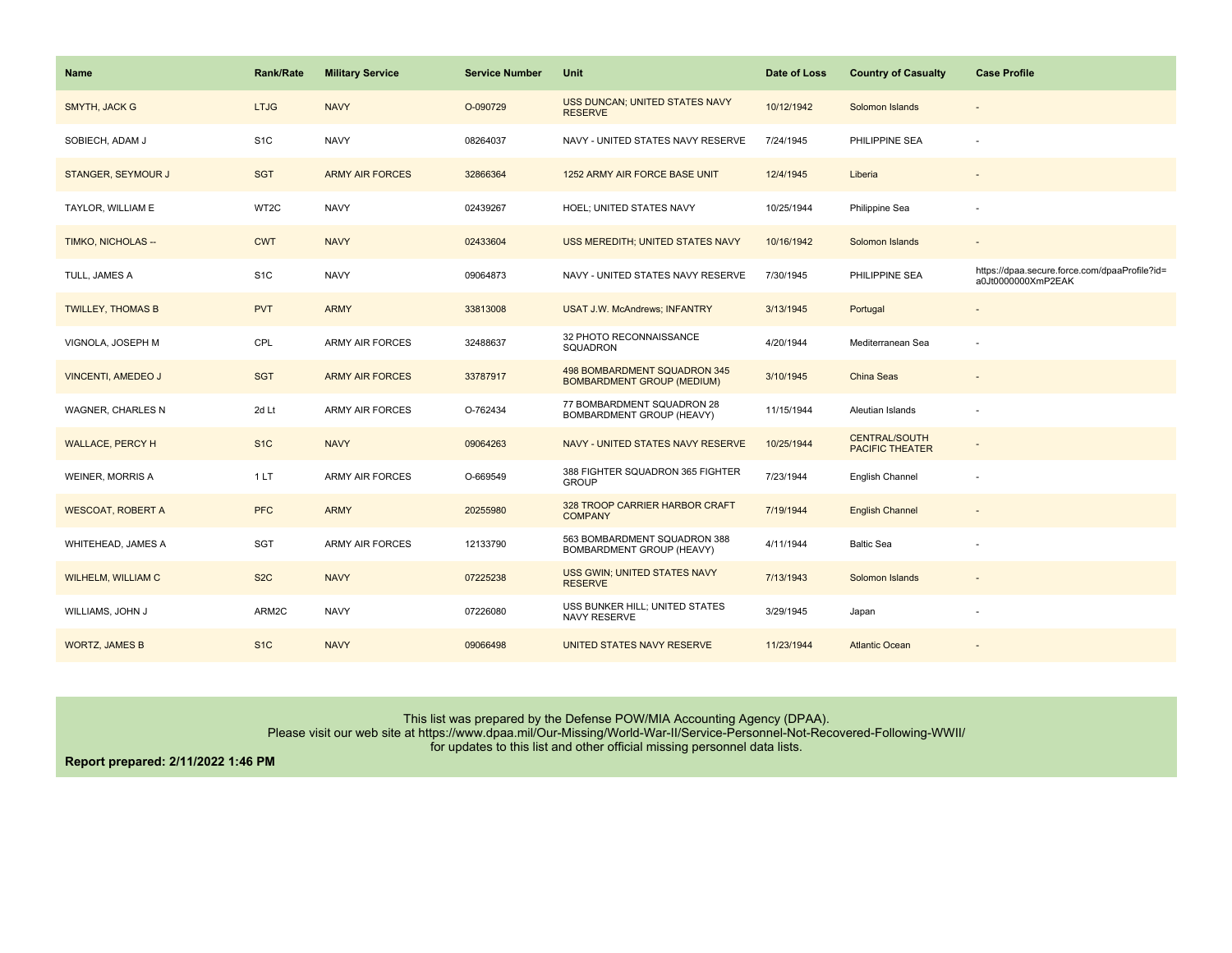| Name | Rank/Rate | Military Service | Service Number | Unit | Date of Loss | Country of Casualty | Case Profile |
|---|---|---|---|---|---|---|---|
| SMYTH, JACK G | LTJG | NAVY | O-090729 | USS DUNCAN; UNITED STATES NAVY RESERVE | 10/12/1942 | Solomon Islands | - |
| SOBIECH, ADAM J | S1C | NAVY | 08264037 | NAVY - UNITED STATES NAVY RESERVE | 7/24/1945 | PHILIPPINE SEA | - |
| STANGER, SEYMOUR J | SGT | ARMY AIR FORCES | 32866364 | 1252 ARMY AIR FORCE BASE UNIT | 12/4/1945 | Liberia | - |
| TAYLOR, WILLIAM E | WT2C | NAVY | 02439267 | HOEL; UNITED STATES NAVY | 10/25/1944 | Philippine Sea | - |
| TIMKO, NICHOLAS -- | CWT | NAVY | 02433604 | USS MEREDITH; UNITED STATES NAVY | 10/16/1942 | Solomon Islands | - |
| TULL, JAMES A | S1C | NAVY | 09064873 | NAVY - UNITED STATES NAVY RESERVE | 7/30/1945 | PHILIPPINE SEA | https://dpaa.secure.force.com/dpaaProfile?id=a0Jt0000000XmP2EAK |
| TWILLEY, THOMAS B | PVT | ARMY | 33813008 | USAT J.W. McAndrews; INFANTRY | 3/13/1945 | Portugal | - |
| VIGNOLA, JOSEPH M | CPL | ARMY AIR FORCES | 32488637 | 32 PHOTO RECONNAISSANCE SQUADRON | 4/20/1944 | Mediterranean Sea | - |
| VINCENTI, AMEDEO J | SGT | ARMY AIR FORCES | 33787917 | 498 BOMBARDMENT SQUADRON 345 BOMBARDMENT GROUP (MEDIUM) | 3/10/1945 | China Seas | - |
| WAGNER, CHARLES N | 2d Lt | ARMY AIR FORCES | O-762434 | 77 BOMBARDMENT SQUADRON 28 BOMBARDMENT GROUP (HEAVY) | 11/15/1944 | Aleutian Islands | - |
| WALLACE, PERCY H | S1C | NAVY | 09064263 | NAVY - UNITED STATES NAVY RESERVE | 10/25/1944 | CENTRAL/SOUTH PACIFIC THEATER | - |
| WEINER, MORRIS A | 1 LT | ARMY AIR FORCES | O-669549 | 388 FIGHTER SQUADRON 365 FIGHTER GROUP | 7/23/1944 | English Channel | - |
| WESCOAT, ROBERT A | PFC | ARMY | 20255980 | 328 TROOP CARRIER HARBOR CRAFT COMPANY | 7/19/1944 | English Channel | - |
| WHITEHEAD, JAMES A | SGT | ARMY AIR FORCES | 12133790 | 563 BOMBARDMENT SQUADRON 388 BOMBARDMENT GROUP (HEAVY) | 4/11/1944 | Baltic Sea | - |
| WILHELM, WILLIAM C | S2C | NAVY | 07225238 | USS GWIN; UNITED STATES NAVY RESERVE | 7/13/1943 | Solomon Islands | - |
| WILLIAMS, JOHN J | ARM2C | NAVY | 07226080 | USS BUNKER HILL; UNITED STATES NAVY RESERVE | 3/29/1945 | Japan | - |
| WORTZ, JAMES B | S1C | NAVY | 09066498 | UNITED STATES NAVY RESERVE | 11/23/1944 | Atlantic Ocean | - |

This list was prepared by the Defense POW/MIA Accounting Agency (DPAA).
Please visit our web site at https://www.dpaa.mil/Our-Missing/World-War-II/Service-Personnel-Not-Recovered-Following-WWII/ for updates to this list and other official missing personnel data lists.

**Report prepared: 2/11/2022 1:46 PM**